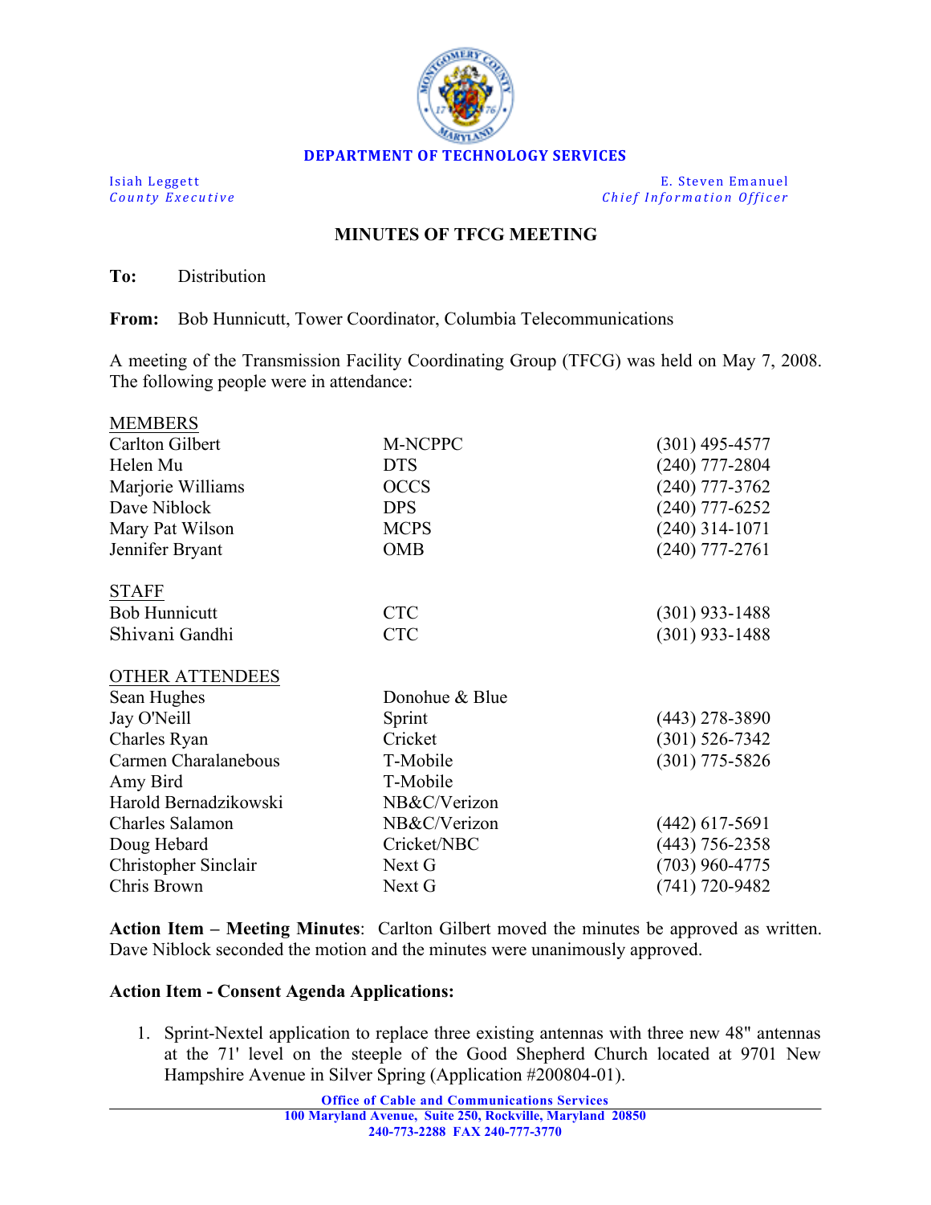**DEPARTMENT OF TECHNOLOGY SERVICES**

Isiah Leggett
*County Executive*

E. Steven Emanuel
*Chief Information Officer*

## MINUTES OF TFCG MEETING

**To:** Distribution

**From:** Bob Hunnicutt, Tower Coordinator, Columbia Telecommunications

A meeting of the Transmission Facility Coordinating Group (TFCG) was held on May 7, 2008. The following people were in attendance:

| MEMBERS | | |
|---|---|---|
| Carlton Gilbert | M-NCPPC | (301) 495-4577 |
| Helen Mu | DTS | (240) 777-2804 |
| Marjorie Williams | OCCS | (240) 777-3762 |
| Dave Niblock | DPS | (240) 777-6252 |
| Mary Pat Wilson | MCPS | (240) 314-1071 |
| Jennifer Bryant | OMB | (240) 777-2761 |
| **STAFF** | | |
| Bob Hunnicutt | CTC | (301) 933-1488 |
| Shivani Gandhi | CTC | (301) 933-1488 |
| **OTHER ATTENDEES** | | |
| Sean Hughes | Donohue & Blue | |
| Jay O'Neill | Sprint | (443) 278-3890 |
| Charles Ryan | Cricket | (301) 526-7342 |
| Carmen Charalanebous | T-Mobile | (301) 775-5826 |
| Amy Bird | T-Mobile | |
| Harold Bernadzikowski | NB&C/Verizon | |
| Charles Salamon | NB&C/Verizon | (442) 617-5691 |
| Doug Hebard | Cricket/NBC | (443) 756-2358 |
| Christopher Sinclair | Next G | (703) 960-4775 |
| Chris Brown | Next G | (741) 720-9482 |

**Action Item – Meeting Minutes**: Carlton Gilbert moved the minutes be approved as written. Dave Niblock seconded the motion and the minutes were unanimously approved.

**Action Item - Consent Agenda Applications:**

1. Sprint-Nextel application to replace three existing antennas with three new 48" antennas at the 71' level on the steeple of the Good Shepherd Church located at 9701 New Hampshire Avenue in Silver Spring (Application #200804-01).

Office of Cable and Communications Services
100 Maryland Avenue, Suite 250, Rockville, Maryland 20850
240-773-2288 FAX 240-777-3770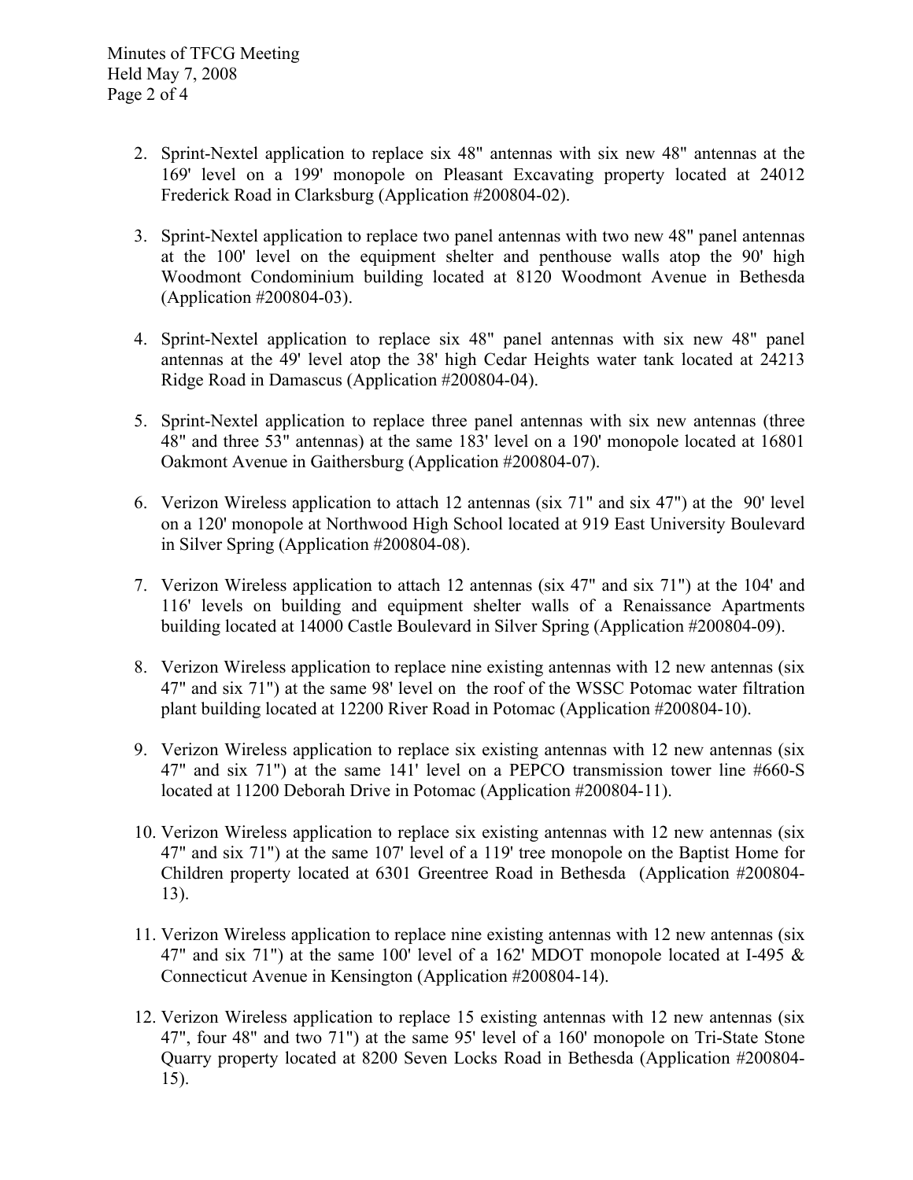2. Sprint-Nextel application to replace six 48" antennas with six new 48" antennas at the 169' level on a 199' monopole on Pleasant Excavating property located at 24012 Frederick Road in Clarksburg (Application #200804-02).

3. Sprint-Nextel application to replace two panel antennas with two new 48" panel antennas at the 100' level on the equipment shelter and penthouse walls atop the 90' high Woodmont Condominium building located at 8120 Woodmont Avenue in Bethesda (Application #200804-03).

4. Sprint-Nextel application to replace six 48" panel antennas with six new 48" panel antennas at the 49' level atop the 38' high Cedar Heights water tank located at 24213 Ridge Road in Damascus (Application #200804-04).

5. Sprint-Nextel application to replace three panel antennas with six new antennas (three 48" and three 53" antennas) at the same 183' level on a 190' monopole located at 16801 Oakmont Avenue in Gaithersburg (Application #200804-07).

6. Verizon Wireless application to attach 12 antennas (six 71" and six 47") at the 90' level on a 120' monopole at Northwood High School located at 919 East University Boulevard in Silver Spring (Application #200804-08).

7. Verizon Wireless application to attach 12 antennas (six 47" and six 71") at the 104' and 116' levels on building and equipment shelter walls of a Renaissance Apartments building located at 14000 Castle Boulevard in Silver Spring (Application #200804-09).

8. Verizon Wireless application to replace nine existing antennas with 12 new antennas (six 47" and six 71") at the same 98' level on the roof of the WSSC Potomac water filtration plant building located at 12200 River Road in Potomac (Application #200804-10).

9. Verizon Wireless application to replace six existing antennas with 12 new antennas (six 47" and six 71") at the same 141' level on a PEPCO transmission tower line #660-S located at 11200 Deborah Drive in Potomac (Application #200804-11).

10. Verizon Wireless application to replace six existing antennas with 12 new antennas (six 47" and six 71") at the same 107' level of a 119' tree monopole on the Baptist Home for Children property located at 6301 Greentree Road in Bethesda (Application #200804-13).

11. Verizon Wireless application to replace nine existing antennas with 12 new antennas (six 47" and six 71") at the same 100' level of a 162' MDOT monopole located at I-495 & Connecticut Avenue in Kensington (Application #200804-14).

12. Verizon Wireless application to replace 15 existing antennas with 12 new antennas (six 47", four 48" and two 71") at the same 95' level of a 160' monopole on Tri-State Stone Quarry property located at 8200 Seven Locks Road in Bethesda (Application #200804-15).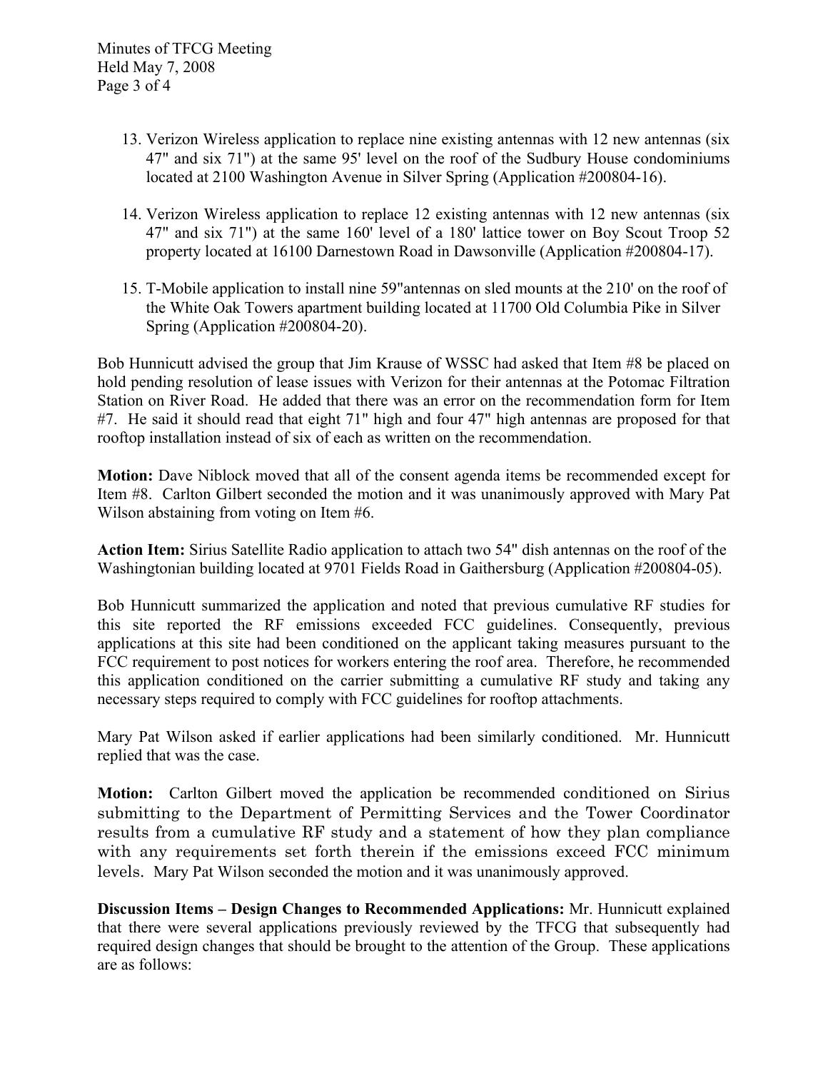13. Verizon Wireless application to replace nine existing antennas with 12 new antennas (six 47" and six 71") at the same 95' level on the roof of the Sudbury House condominiums located at 2100 Washington Avenue in Silver Spring (Application #200804-16).

14. Verizon Wireless application to replace 12 existing antennas with 12 new antennas (six 47" and six 71") at the same 160' level of a 180' lattice tower on Boy Scout Troop 52 property located at 16100 Darnestown Road in Dawsonville (Application #200804-17).

15. T-Mobile application to install nine 59"antennas on sled mounts at the 210' on the roof of the White Oak Towers apartment building located at 11700 Old Columbia Pike in Silver Spring (Application #200804-20).

Bob Hunnicutt advised the group that Jim Krause of WSSC had asked that Item #8 be placed on hold pending resolution of lease issues with Verizon for their antennas at the Potomac Filtration Station on River Road. He added that there was an error on the recommendation form for Item #7. He said it should read that eight 71" high and four 47" high antennas are proposed for that rooftop installation instead of six of each as written on the recommendation.

**Motion:** Dave Niblock moved that all of the consent agenda items be recommended except for Item #8. Carlton Gilbert seconded the motion and it was unanimously approved with Mary Pat Wilson abstaining from voting on Item #6.

**Action Item:** Sirius Satellite Radio application to attach two 54" dish antennas on the roof of the Washingtonian building located at 9701 Fields Road in Gaithersburg (Application #200804-05).

Bob Hunnicutt summarized the application and noted that previous cumulative RF studies for this site reported the RF emissions exceeded FCC guidelines. Consequently, previous applications at this site had been conditioned on the applicant taking measures pursuant to the FCC requirement to post notices for workers entering the roof area. Therefore, he recommended this application conditioned on the carrier submitting a cumulative RF study and taking any necessary steps required to comply with FCC guidelines for rooftop attachments.

Mary Pat Wilson asked if earlier applications had been similarly conditioned. Mr. Hunnicutt replied that was the case.

**Motion:** Carlton Gilbert moved the application be recommended conditioned on Sirius submitting to the Department of Permitting Services and the Tower Coordinator results from a cumulative RF study and a statement of how they plan compliance with any requirements set forth therein if the emissions exceed FCC minimum levels. Mary Pat Wilson seconded the motion and it was unanimously approved.

**Discussion Items – Design Changes to Recommended Applications:** Mr. Hunnicutt explained that there were several applications previously reviewed by the TFCG that subsequently had required design changes that should be brought to the attention of the Group. These applications are as follows: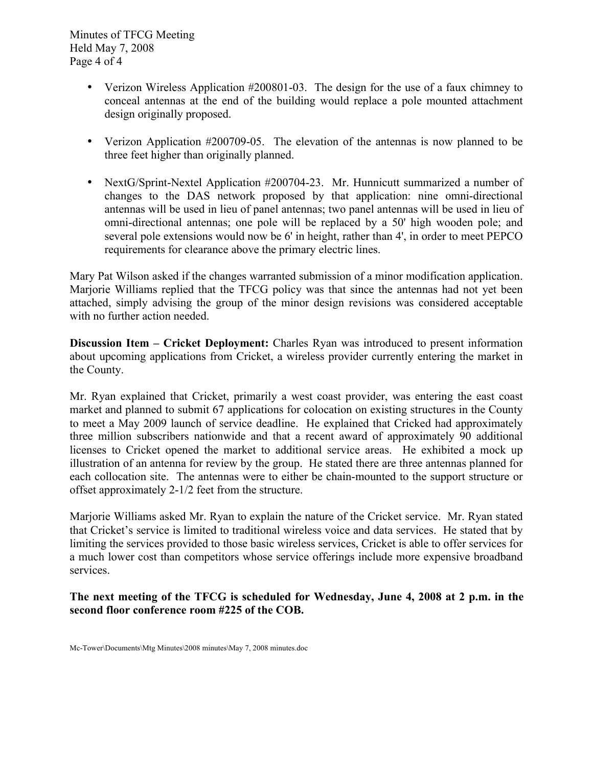- Verizon Wireless Application #200801-03. The design for the use of a faux chimney to conceal antennas at the end of the building would replace a pole mounted attachment design originally proposed.

- Verizon Application #200709-05. The elevation of the antennas is now planned to be three feet higher than originally planned.

- NextG/Sprint-Nextel Application #200704-23. Mr. Hunnicutt summarized a number of changes to the DAS network proposed by that application: nine omni-directional antennas will be used in lieu of panel antennas; two panel antennas will be used in lieu of omni-directional antennas; one pole will be replaced by a 50' high wooden pole; and several pole extensions would now be 6' in height, rather than 4', in order to meet PEPCO requirements for clearance above the primary electric lines.

Mary Pat Wilson asked if the changes warranted submission of a minor modification application. Marjorie Williams replied that the TFCG policy was that since the antennas had not yet been attached, simply advising the group of the minor design revisions was considered acceptable with no further action needed.

**Discussion Item – Cricket Deployment:** Charles Ryan was introduced to present information about upcoming applications from Cricket, a wireless provider currently entering the market in the County.

Mr. Ryan explained that Cricket, primarily a west coast provider, was entering the east coast market and planned to submit 67 applications for colocation on existing structures in the County to meet a May 2009 launch of service deadline. He explained that Cricked had approximately three million subscribers nationwide and that a recent award of approximately 90 additional licenses to Cricket opened the market to additional service areas. He exhibited a mock up illustration of an antenna for review by the group. He stated there are three antennas planned for each collocation site. The antennas were to either be chain-mounted to the support structure or offset approximately 2-1/2 feet from the structure.

Marjorie Williams asked Mr. Ryan to explain the nature of the Cricket service. Mr. Ryan stated that Cricket's service is limited to traditional wireless voice and data services. He stated that by limiting the services provided to those basic wireless services, Cricket is able to offer services for a much lower cost than competitors whose service offerings include more expensive broadband services.

**The next meeting of the TFCG is scheduled for Wednesday, June 4, 2008 at 2 p.m. in the second floor conference room #225 of the COB.**

Mc-Tower\Documents\Mtg Minutes\2008 minutes\May 7, 2008 minutes.doc